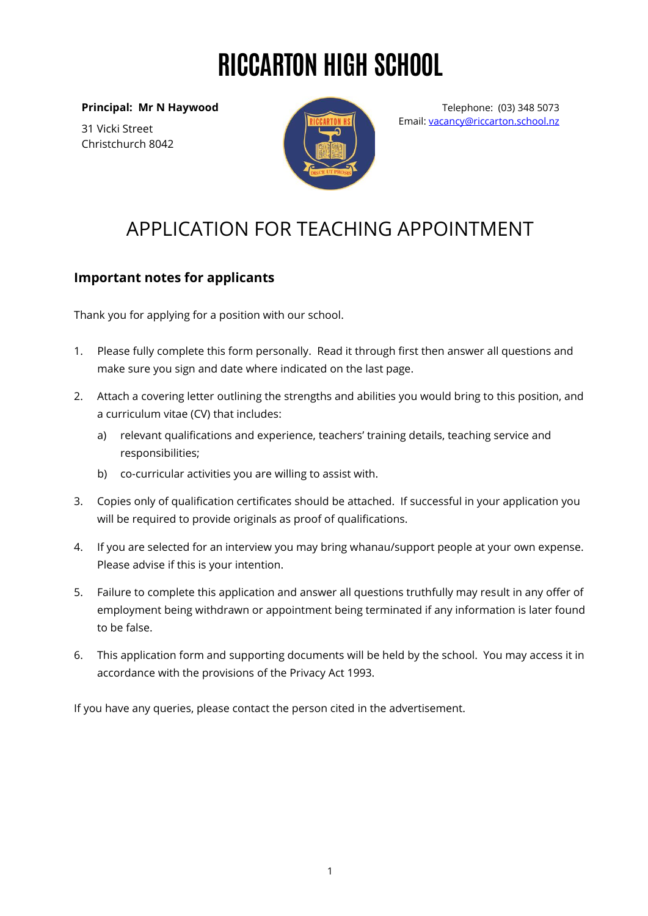# RICCARTON HIGH SCHOOL

**Principal: Mr N Haywood**

31 Vicki Street
Christchurch 8042

Telephone: (03) 348 5073
Email: vacancy@riccarton.school.nz

## APPLICATION FOR TEACHING APPOINTMENT

### Important notes for applicants

Thank you for applying for a position with our school.

1. Please fully complete this form personally. Read it through first then answer all questions and make sure you sign and date where indicated on the last page.
2. Attach a covering letter outlining the strengths and abilities you would bring to this position, and a curriculum vitae (CV) that includes:
   a) relevant qualifications and experience, teachers' training details, teaching service and responsibilities;
   b) co-curricular activities you are willing to assist with.
3. Copies only of qualification certificates should be attached. If successful in your application you will be required to provide originals as proof of qualifications.
4. If you are selected for an interview you may bring whanau/support people at your own expense. Please advise if this is your intention.
5. Failure to complete this application and answer all questions truthfully may result in any offer of employment being withdrawn or appointment being terminated if any information is later found to be false.
6. This application form and supporting documents will be held by the school. You may access it in accordance with the provisions of the Privacy Act 1993.

If you have any queries, please contact the person cited in the advertisement.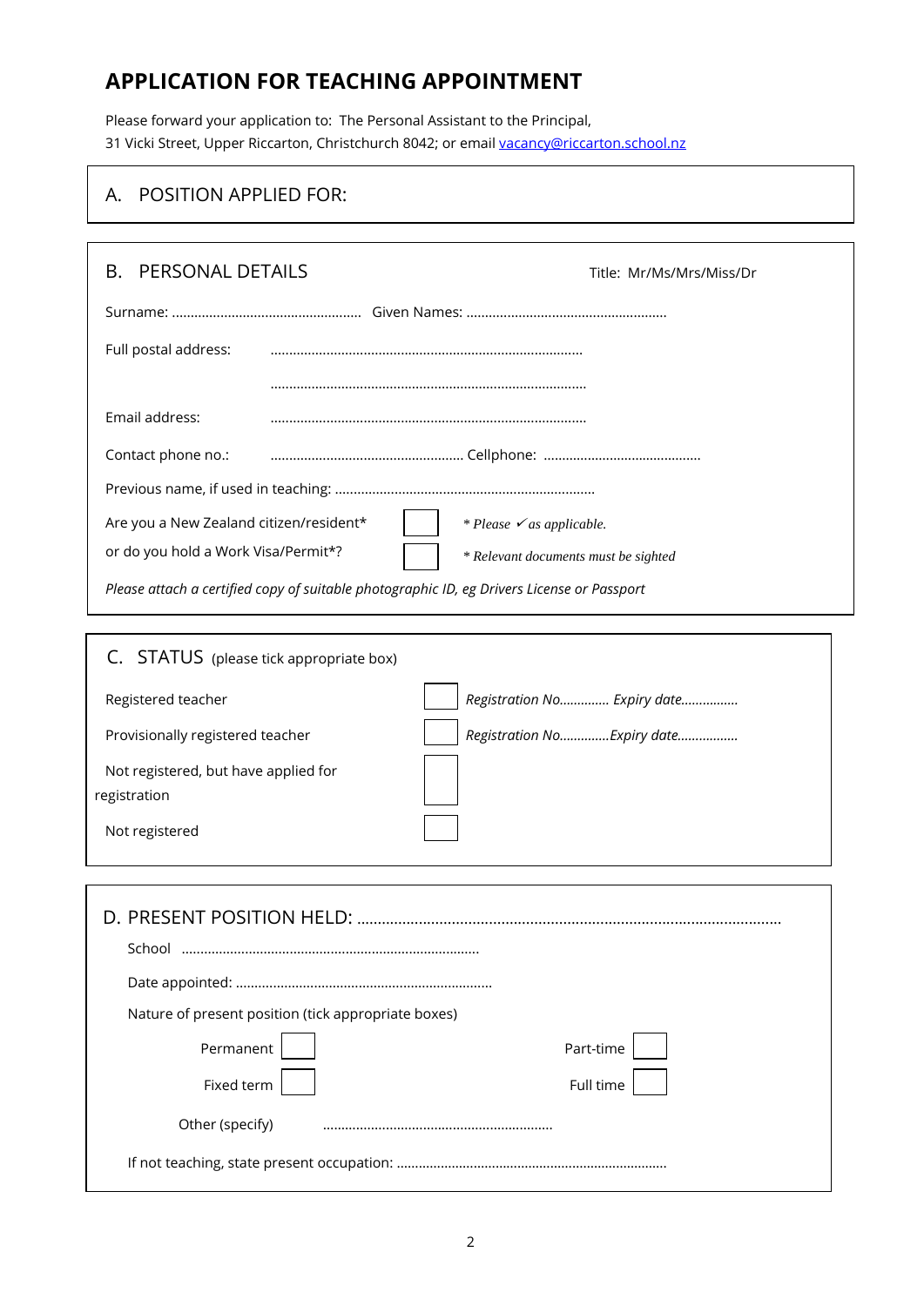# APPLICATION FOR TEACHING APPOINTMENT

Please forward your application to: The Personal Assistant to the Principal,
31 Vicki Street, Upper Riccarton, Christchurch 8042; or email vacancy@riccarton.school.nz

## A. POSITION APPLIED FOR:

## B. PERSONAL DETAILS

Title: Mr/Ms/Mrs/Miss/Dr

Surname: ................................................... Given Names: ......................................................

Full postal address: ....................................................................................

....................................................................................

Email address: ....................................................................................

Contact phone no.: .................................................... Cellphone: ...........................................

Previous name, if used in teaching: ......................................................................

Are you a New Zealand citizen/resident* ☐ *\* Please ✓ as applicable.*

or do you hold a Work Visa/Permit*? ☐ *\* Relevant documents must be sighted*

*Please attach a certified copy of suitable photographic ID, eg Drivers License or Passport*

## C. STATUS (please tick appropriate box)

Registered teacher ☐ *Registration No.............. Expiry date................*

Provisionally registered teacher ☐ *Registration No..............Expiry date.................*

Not registered, but have applied for registration ☐

Not registered ☐

## D. PRESENT POSITION HELD: ......................................................................................................

School ................................................................................

Date appointed: ....................................................................

Nature of present position (tick appropriate boxes)

Permanent ☐ Part-time ☐

Fixed term ☐ Full time ☐

Other (specify) ..............................................................

If not teaching, state present occupation: .........................................................................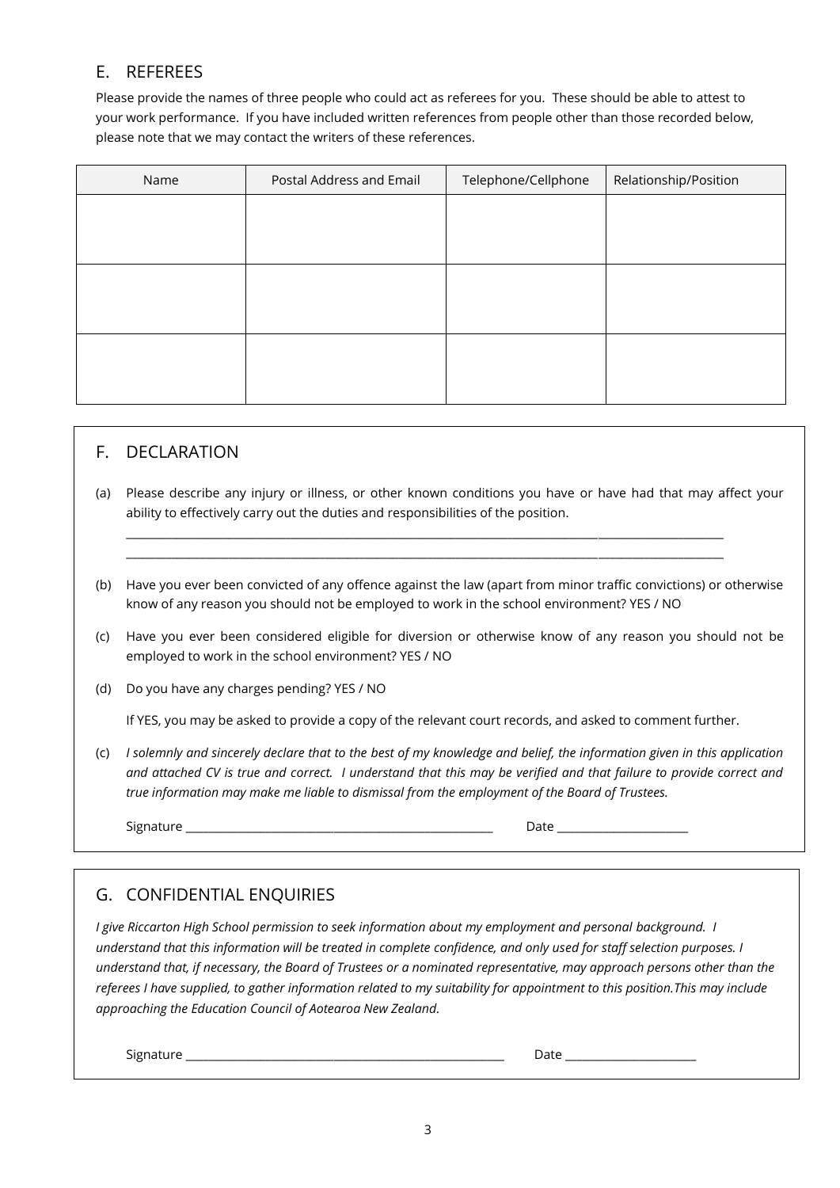## E. REFEREES

Please provide the names of three people who could act as referees for you. These should be able to attest to your work performance. If you have included written references from people other than those recorded below, please note that we may contact the writers of these references.

| Name | Postal Address and Email | Telephone/Cellphone | Relationship/Position |
|---|---|---|---|
| | | | |
| | | | |
| | | | |

## F. DECLARATION

(a) Please describe any injury or illness, or other known conditions you have or have had that may affect your ability to effectively carry out the duties and responsibilities of the position.

_______________________________________________________________________________________________

_______________________________________________________________________________________________

(b) Have you ever been convicted of any offence against the law (apart from minor traffic convictions) or otherwise know of any reason you should not be employed to work in the school environment? YES / NO

(c) Have you ever been considered eligible for diversion or otherwise know of any reason you should not be employed to work in the school environment? YES / NO

(d) Do you have any charges pending? YES / NO

If YES, you may be asked to provide a copy of the relevant court records, and asked to comment further.

(c) *I solemnly and sincerely declare that to the best of my knowledge and belief, the information given in this application and attached CV is true and correct. I understand that this may be verified and that failure to provide correct and true information may make me liable to dismissal from the employment of the Board of Trustees.*

Signature ___________________________________________________ Date ______________________

## G. CONFIDENTIAL ENQUIRIES

*I give Riccarton High School permission to seek information about my employment and personal background. I understand that this information will be treated in complete confidence, and only used for staff selection purposes. I understand that, if necessary, the Board of Trustees or a nominated representative, may approach persons other than the referees I have supplied, to gather information related to my suitability for appointment to this position.This may include approaching the Education Council of Aotearoa New Zealand.*

Signature ___________________________________________________ Date ______________________